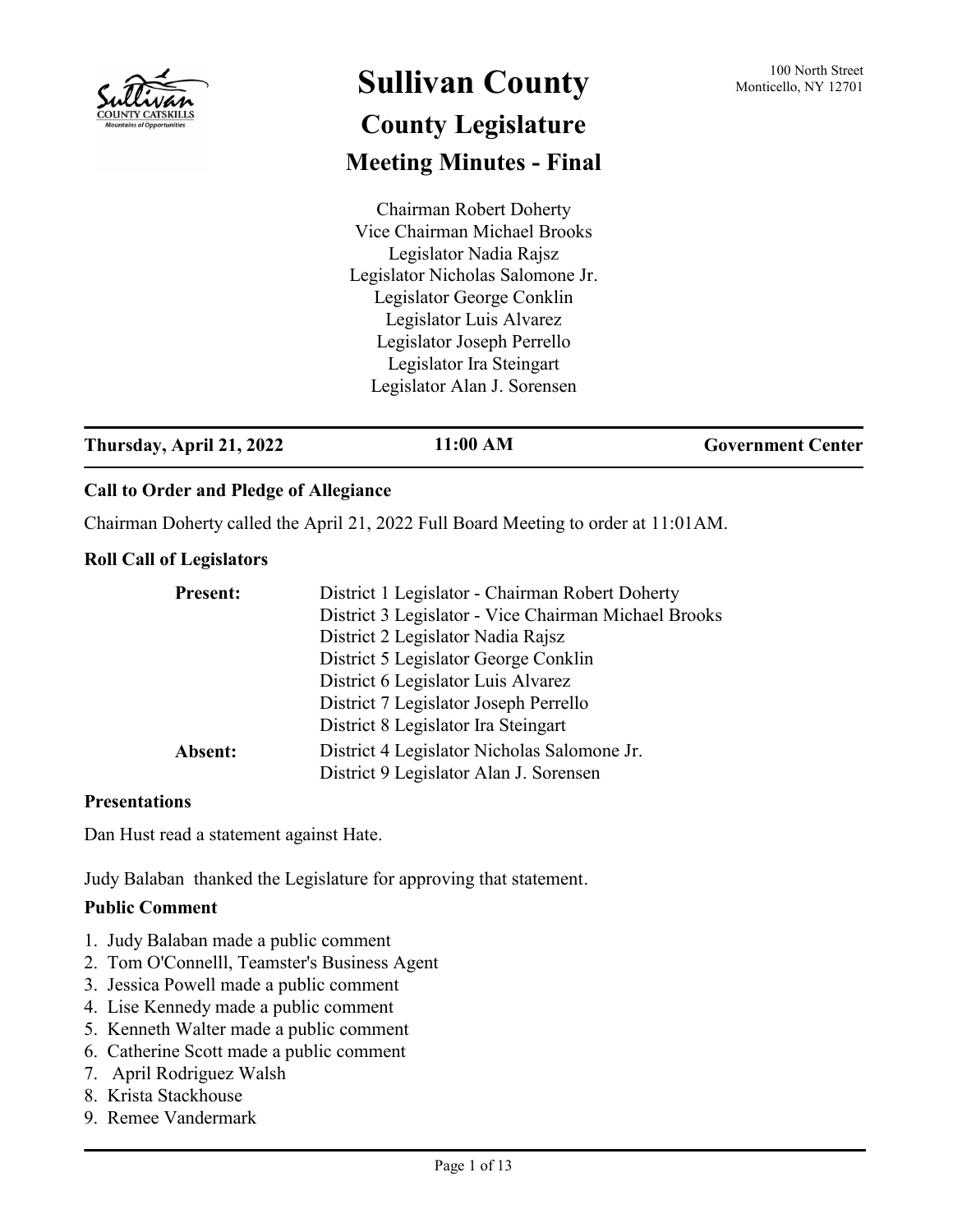# Sullivan County

## County Legislature

## Meeting Minutes - Final

100 North Street
Monticello, NY 12701

Chairman Robert Doherty
Vice Chairman Michael Brooks
Legislator Nadia Rajsz
Legislator Nicholas Salomone Jr.
Legislator George Conklin
Legislator Luis Alvarez
Legislator Joseph Perrello
Legislator Ira Steingart
Legislator Alan J. Sorensen

---

**Thursday, April 21, 2022** | **11:00 AM** | **Government Center**

---

### Call to Order and Pledge of Allegiance

Chairman Doherty called the April 21, 2022 Full Board Meeting to order at 11:01AM.

### Roll Call of Legislators

**Present:**
District 1 Legislator - Chairman Robert Doherty
District 3 Legislator - Vice Chairman Michael Brooks
District 2 Legislator Nadia Rajsz
District 5 Legislator George Conklin
District 6 Legislator Luis Alvarez
District 7 Legislator Joseph Perrello
District 8 Legislator Ira Steingart

**Absent:**
District 4 Legislator Nicholas Salomone Jr.
District 9 Legislator Alan J. Sorensen

### Presentations

Dan Hust read a statement against Hate.

Judy Balaban thanked the Legislature for approving that statement.

### Public Comment

1. Judy Balaban made a public comment
2. Tom O'Connelll, Teamster's Business Agent
3. Jessica Powell made a public comment
4. Lise Kennedy made a public comment
5. Kenneth Walter made a public comment
6. Catherine Scott made a public comment
7. April Rodriguez Walsh
8. Krista Stackhouse
9. Remee Vandermark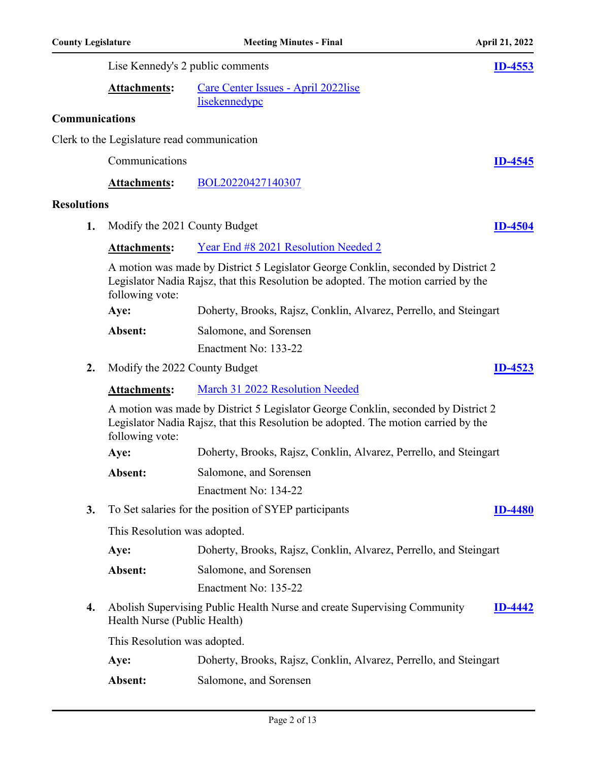Lise Kennedy's 2 public comments **ID-4553**

**Attachments:** Care Center Issues - April 2022lise lisekennedypc

**Communications**

Clerk to the Legislature read communication

Communications **ID-4545**

**Attachments:** BOL20220427140307

**Resolutions**

**1.** Modify the 2021 County Budget **ID-4504**

**Attachments:** Year End #8 2021 Resolution Needed 2

A motion was made by District 5 Legislator George Conklin, seconded by District 2 Legislator Nadia Rajsz, that this Resolution be adopted. The motion carried by the following vote:

**Aye:** Doherty, Brooks, Rajsz, Conklin, Alvarez, Perrello, and Steingart

**Absent:** Salomone, and Sorensen

Enactment No: 133-22

**2.** Modify the 2022 County Budget **ID-4523**

**Attachments:** March 31 2022 Resolution Needed

A motion was made by District 5 Legislator George Conklin, seconded by District 2 Legislator Nadia Rajsz, that this Resolution be adopted. The motion carried by the following vote:

**Aye:** Doherty, Brooks, Rajsz, Conklin, Alvarez, Perrello, and Steingart

**Absent:** Salomone, and Sorensen

Enactment No: 134-22

**3.** To Set salaries for the position of SYEP participants **ID-4480**

This Resolution was adopted.

**Aye:** Doherty, Brooks, Rajsz, Conklin, Alvarez, Perrello, and Steingart

**Absent:** Salomone, and Sorensen

Enactment No: 135-22

**4.** Abolish Supervising Public Health Nurse and create Supervising Community Health Nurse (Public Health) **ID-4442**

This Resolution was adopted.

**Aye:** Doherty, Brooks, Rajsz, Conklin, Alvarez, Perrello, and Steingart

**Absent:** Salomone, and Sorensen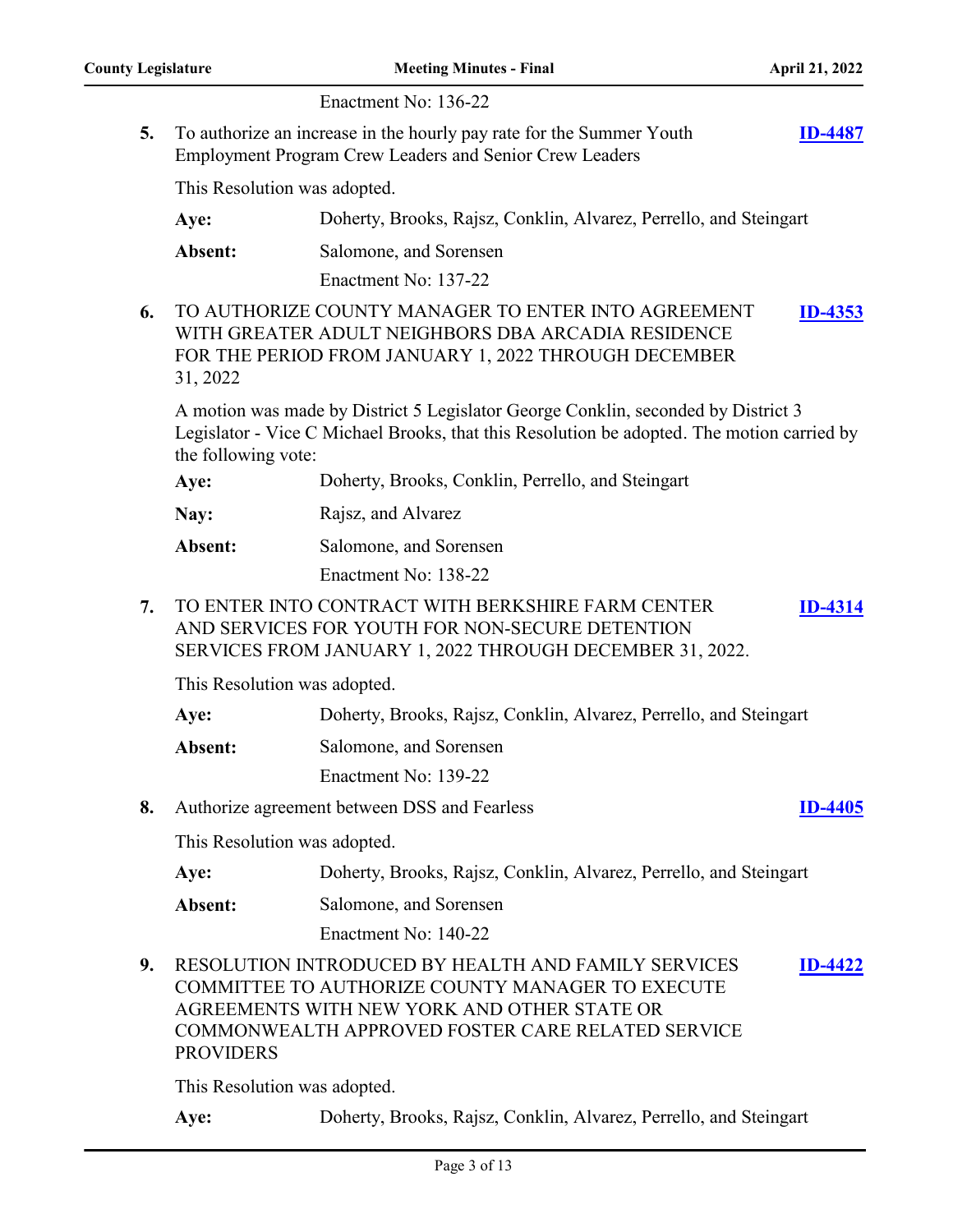Enactment No: 136-22

**5.** To authorize an increase in the hourly pay rate for the Summer Youth Employment Program Crew Leaders and Senior Crew Leaders **ID-4487**

This Resolution was adopted.

**Aye:** Doherty, Brooks, Rajsz, Conklin, Alvarez, Perrello, and Steingart

**Absent:** Salomone, and Sorensen

Enactment No: 137-22

**6.** TO AUTHORIZE COUNTY MANAGER TO ENTER INTO AGREEMENT WITH GREATER ADULT NEIGHBORS DBA ARCADIA RESIDENCE FOR THE PERIOD FROM JANUARY 1, 2022 THROUGH DECEMBER 31, 2022 **ID-4353**

A motion was made by District 5 Legislator George Conklin, seconded by District 3 Legislator - Vice C Michael Brooks, that this Resolution be adopted. The motion carried by the following vote:

**Aye:** Doherty, Brooks, Conklin, Perrello, and Steingart

**Nay:** Rajsz, and Alvarez

**Absent:** Salomone, and Sorensen

Enactment No: 138-22

**7.** TO ENTER INTO CONTRACT WITH BERKSHIRE FARM CENTER AND SERVICES FOR YOUTH FOR NON-SECURE DETENTION SERVICES FROM JANUARY 1, 2022 THROUGH DECEMBER 31, 2022. **ID-4314**

This Resolution was adopted.

**Aye:** Doherty, Brooks, Rajsz, Conklin, Alvarez, Perrello, and Steingart

**Absent:** Salomone, and Sorensen

Enactment No: 139-22

**8.** Authorize agreement between DSS and Fearless **ID-4405**

This Resolution was adopted.

**Aye:** Doherty, Brooks, Rajsz, Conklin, Alvarez, Perrello, and Steingart

**Absent:** Salomone, and Sorensen

Enactment No: 140-22

**9.** RESOLUTION INTRODUCED BY HEALTH AND FAMILY SERVICES COMMITTEE TO AUTHORIZE COUNTY MANAGER TO EXECUTE AGREEMENTS WITH NEW YORK AND OTHER STATE OR COMMONWEALTH APPROVED FOSTER CARE RELATED SERVICE PROVIDERS **ID-4422**

This Resolution was adopted.

**Aye:** Doherty, Brooks, Rajsz, Conklin, Alvarez, Perrello, and Steingart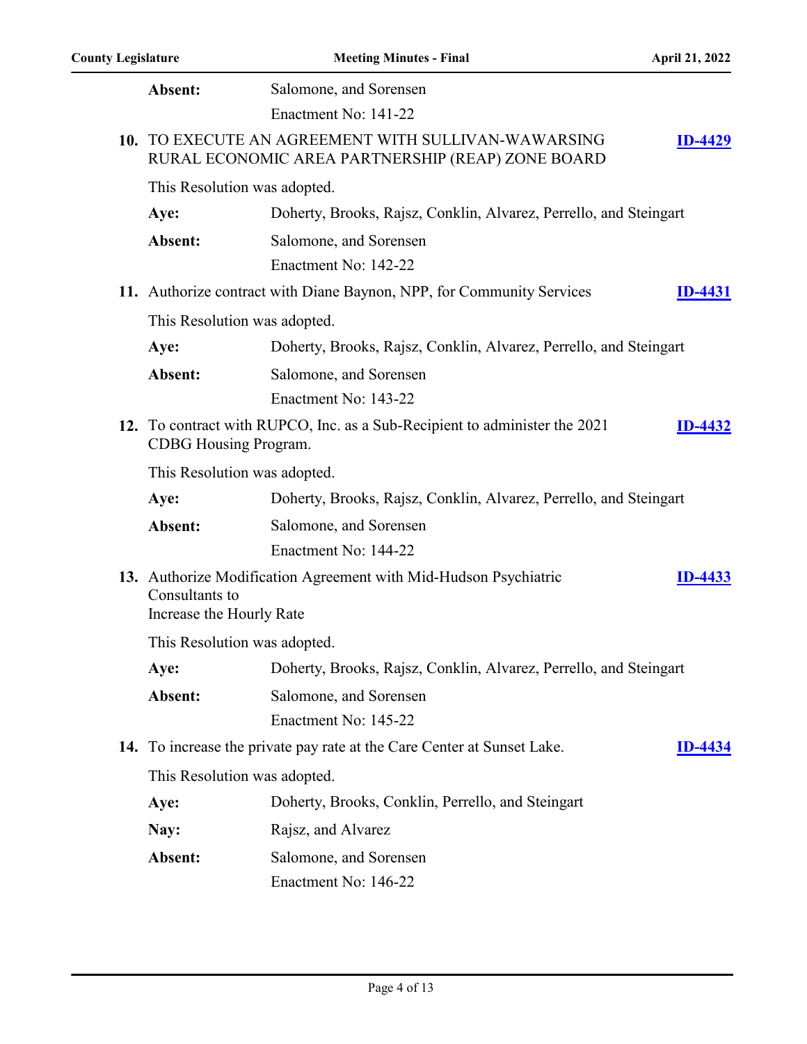**Absent:** Salomone, and Sorensen

Enactment No: 141-22

**10.** TO EXECUTE AN AGREEMENT WITH SULLIVAN-WAWARSING RURAL ECONOMIC AREA PARTNERSHIP (REAP) ZONE BOARD **ID-4429**

This Resolution was adopted.

**Aye:** Doherty, Brooks, Rajsz, Conklin, Alvarez, Perrello, and Steingart

**Absent:** Salomone, and Sorensen

Enactment No: 142-22

**11.** Authorize contract with Diane Baynon, NPP, for Community Services **ID-4431**

This Resolution was adopted.

**Aye:** Doherty, Brooks, Rajsz, Conklin, Alvarez, Perrello, and Steingart

**Absent:** Salomone, and Sorensen

Enactment No: 143-22

**12.** To contract with RUPCO, Inc. as a Sub-Recipient to administer the 2021 CDBG Housing Program. **ID-4432**

This Resolution was adopted.

**Aye:** Doherty, Brooks, Rajsz, Conklin, Alvarez, Perrello, and Steingart

**Absent:** Salomone, and Sorensen

Enactment No: 144-22

**13.** Authorize Modification Agreement with Mid-Hudson Psychiatric Consultants to Increase the Hourly Rate **ID-4433**

This Resolution was adopted.

**Aye:** Doherty, Brooks, Rajsz, Conklin, Alvarez, Perrello, and Steingart

**Absent:** Salomone, and Sorensen

Enactment No: 145-22

**14.** To increase the private pay rate at the Care Center at Sunset Lake. **ID-4434**

This Resolution was adopted.

**Aye:** Doherty, Brooks, Conklin, Perrello, and Steingart

**Nay:** Rajsz, and Alvarez

**Absent:** Salomone, and Sorensen

Enactment No: 146-22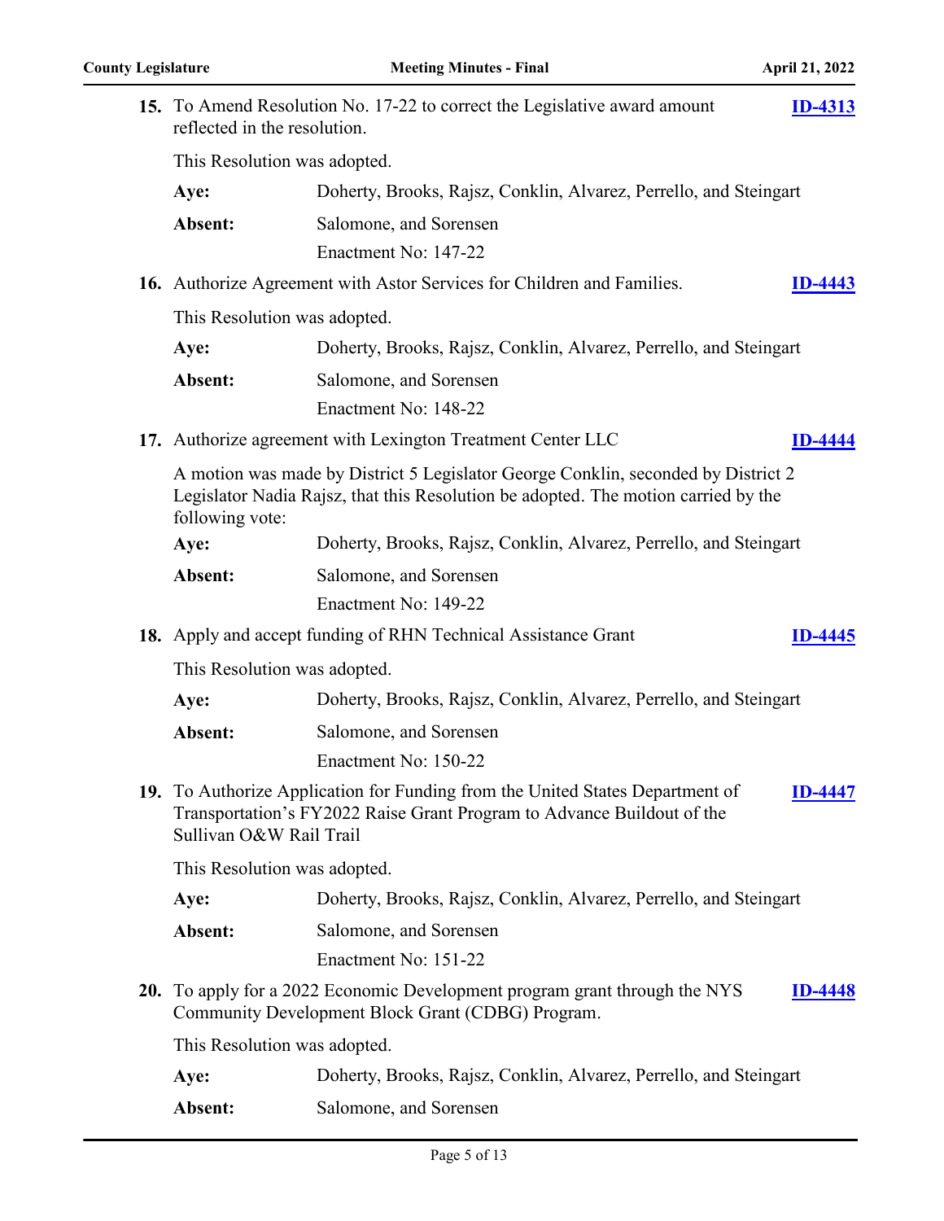**15.** To Amend Resolution No. 17-22 to correct the Legislative award amount reflected in the resolution. **ID-4313**

This Resolution was adopted.

**Aye:** Doherty, Brooks, Rajsz, Conklin, Alvarez, Perrello, and Steingart

**Absent:** Salomone, and Sorensen

Enactment No: 147-22

**16.** Authorize Agreement with Astor Services for Children and Families. **ID-4443**

This Resolution was adopted.

**Aye:** Doherty, Brooks, Rajsz, Conklin, Alvarez, Perrello, and Steingart

**Absent:** Salomone, and Sorensen

Enactment No: 148-22

**17.** Authorize agreement with Lexington Treatment Center LLC **ID-4444**

A motion was made by District 5 Legislator George Conklin, seconded by District 2 Legislator Nadia Rajsz, that this Resolution be adopted. The motion carried by the following vote:

**Aye:** Doherty, Brooks, Rajsz, Conklin, Alvarez, Perrello, and Steingart

**Absent:** Salomone, and Sorensen

Enactment No: 149-22

**18.** Apply and accept funding of RHN Technical Assistance Grant **ID-4445**

This Resolution was adopted.

**Aye:** Doherty, Brooks, Rajsz, Conklin, Alvarez, Perrello, and Steingart

**Absent:** Salomone, and Sorensen

Enactment No: 150-22

**19.** To Authorize Application for Funding from the United States Department of Transportation's FY2022 Raise Grant Program to Advance Buildout of the Sullivan O&W Rail Trail **ID-4447**

This Resolution was adopted.

**Aye:** Doherty, Brooks, Rajsz, Conklin, Alvarez, Perrello, and Steingart

**Absent:** Salomone, and Sorensen

Enactment No: 151-22

**20.** To apply for a 2022 Economic Development program grant through the NYS Community Development Block Grant (CDBG) Program. **ID-4448**

This Resolution was adopted.

**Aye:** Doherty, Brooks, Rajsz, Conklin, Alvarez, Perrello, and Steingart

**Absent:** Salomone, and Sorensen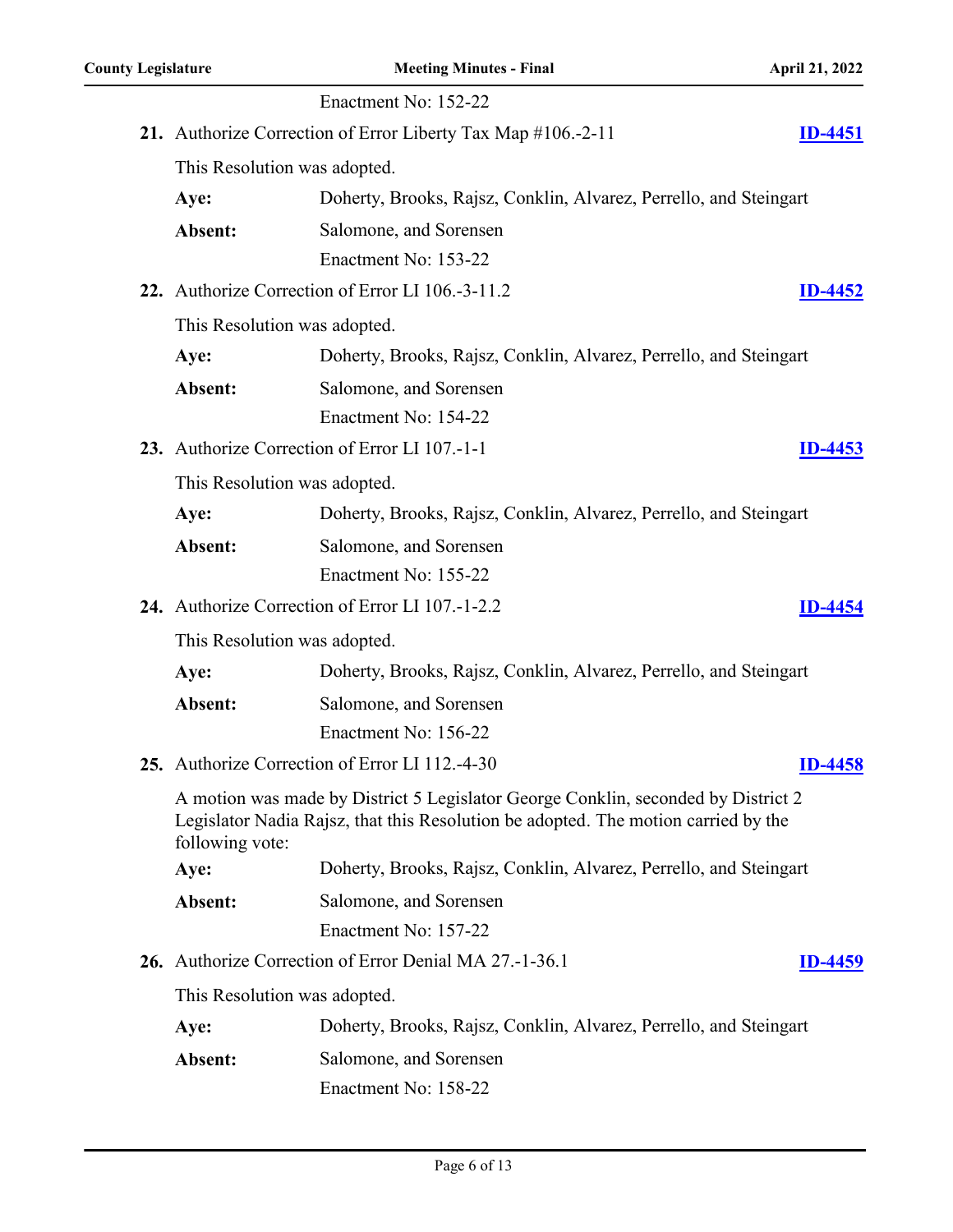Enactment No: 152-22

**21.** Authorize Correction of Error Liberty Tax Map #106.-2-11 **ID-4451**

This Resolution was adopted.

**Aye:** Doherty, Brooks, Rajsz, Conklin, Alvarez, Perrello, and Steingart

**Absent:** Salomone, and Sorensen

Enactment No: 153-22

**22.** Authorize Correction of Error LI 106.-3-11.2 **ID-4452**

This Resolution was adopted.

**Aye:** Doherty, Brooks, Rajsz, Conklin, Alvarez, Perrello, and Steingart

**Absent:** Salomone, and Sorensen

Enactment No: 154-22

**23.** Authorize Correction of Error LI 107.-1-1 **ID-4453**

This Resolution was adopted.

**Aye:** Doherty, Brooks, Rajsz, Conklin, Alvarez, Perrello, and Steingart

**Absent:** Salomone, and Sorensen

Enactment No: 155-22

**24.** Authorize Correction of Error LI 107.-1-2.2 **ID-4454**

This Resolution was adopted.

**Aye:** Doherty, Brooks, Rajsz, Conklin, Alvarez, Perrello, and Steingart

**Absent:** Salomone, and Sorensen

Enactment No: 156-22

**25.** Authorize Correction of Error LI 112.-4-30 **ID-4458**

A motion was made by District 5 Legislator George Conklin, seconded by District 2 Legislator Nadia Rajsz, that this Resolution be adopted. The motion carried by the following vote:

**Aye:** Doherty, Brooks, Rajsz, Conklin, Alvarez, Perrello, and Steingart

**Absent:** Salomone, and Sorensen

Enactment No: 157-22

**26.** Authorize Correction of Error Denial MA 27.-1-36.1 **ID-4459**

This Resolution was adopted.

**Aye:** Doherty, Brooks, Rajsz, Conklin, Alvarez, Perrello, and Steingart

**Absent:** Salomone, and Sorensen

Enactment No: 158-22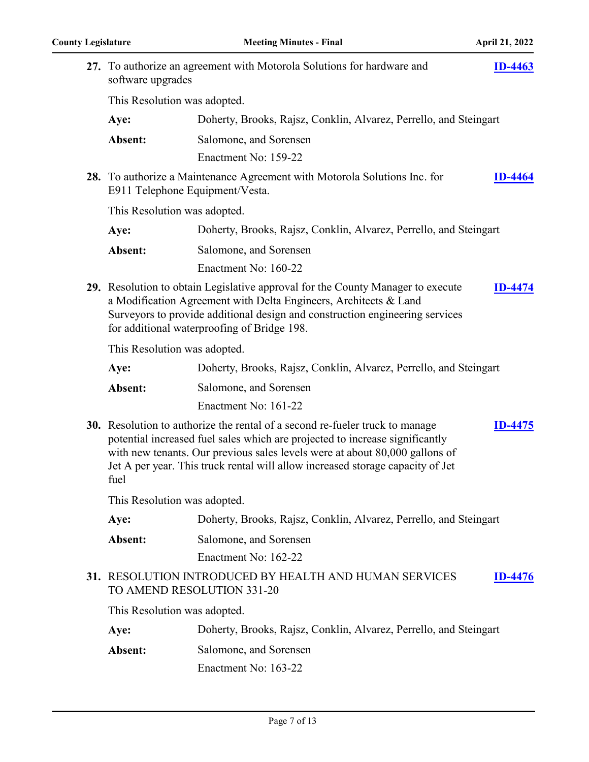**27.** To authorize an agreement with Motorola Solutions for hardware and software upgrades **ID-4463**

This Resolution was adopted.

**Aye:** Doherty, Brooks, Rajsz, Conklin, Alvarez, Perrello, and Steingart

**Absent:** Salomone, and Sorensen

Enactment No: 159-22

**28.** To authorize a Maintenance Agreement with Motorola Solutions Inc. for E911 Telephone Equipment/Vesta. **ID-4464**

This Resolution was adopted.

**Aye:** Doherty, Brooks, Rajsz, Conklin, Alvarez, Perrello, and Steingart

**Absent:** Salomone, and Sorensen

Enactment No: 160-22

**29.** Resolution to obtain Legislative approval for the County Manager to execute a Modification Agreement with Delta Engineers, Architects & Land Surveyors to provide additional design and construction engineering services for additional waterproofing of Bridge 198. **ID-4474**

This Resolution was adopted.

**Aye:** Doherty, Brooks, Rajsz, Conklin, Alvarez, Perrello, and Steingart

**Absent:** Salomone, and Sorensen

Enactment No: 161-22

**30.** Resolution to authorize the rental of a second re-fueler truck to manage potential increased fuel sales which are projected to increase significantly with new tenants. Our previous sales levels were at about 80,000 gallons of Jet A per year. This truck rental will allow increased storage capacity of Jet fuel **ID-4475**

This Resolution was adopted.

**Aye:** Doherty, Brooks, Rajsz, Conklin, Alvarez, Perrello, and Steingart

**Absent:** Salomone, and Sorensen

Enactment No: 162-22

**31.** RESOLUTION INTRODUCED BY HEALTH AND HUMAN SERVICES TO AMEND RESOLUTION 331-20 **ID-4476**

This Resolution was adopted.

**Aye:** Doherty, Brooks, Rajsz, Conklin, Alvarez, Perrello, and Steingart

**Absent:** Salomone, and Sorensen

Enactment No: 163-22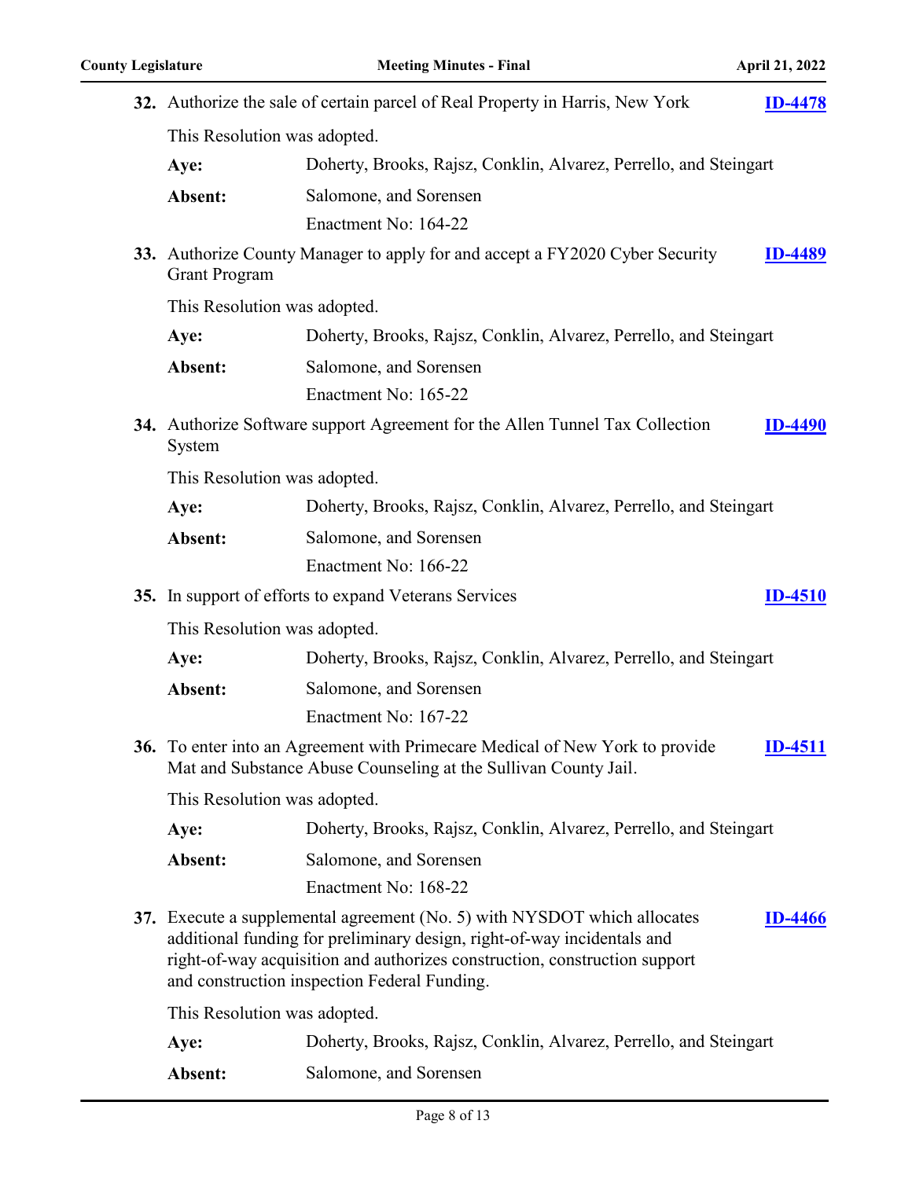**32.** Authorize the sale of certain parcel of Real Property in Harris, New York **ID-4478**

This Resolution was adopted.

**Aye:** Doherty, Brooks, Rajsz, Conklin, Alvarez, Perrello, and Steingart

**Absent:** Salomone, and Sorensen

Enactment No: 164-22

**33.** Authorize County Manager to apply for and accept a FY2020 Cyber Security Grant Program **ID-4489**

This Resolution was adopted.

**Aye:** Doherty, Brooks, Rajsz, Conklin, Alvarez, Perrello, and Steingart

**Absent:** Salomone, and Sorensen

Enactment No: 165-22

**34.** Authorize Software support Agreement for the Allen Tunnel Tax Collection System **ID-4490**

This Resolution was adopted.

**Aye:** Doherty, Brooks, Rajsz, Conklin, Alvarez, Perrello, and Steingart

**Absent:** Salomone, and Sorensen

Enactment No: 166-22

**35.** In support of efforts to expand Veterans Services **ID-4510**

This Resolution was adopted.

**Aye:** Doherty, Brooks, Rajsz, Conklin, Alvarez, Perrello, and Steingart

**Absent:** Salomone, and Sorensen

Enactment No: 167-22

**36.** To enter into an Agreement with Primecare Medical of New York to provide Mat and Substance Abuse Counseling at the Sullivan County Jail. **ID-4511**

This Resolution was adopted.

**Aye:** Doherty, Brooks, Rajsz, Conklin, Alvarez, Perrello, and Steingart

**Absent:** Salomone, and Sorensen

Enactment No: 168-22

**37.** Execute a supplemental agreement (No. 5) with NYSDOT which allocates additional funding for preliminary design, right-of-way incidentals and right-of-way acquisition and authorizes construction, construction support and construction inspection Federal Funding. **ID-4466**

This Resolution was adopted.

**Aye:** Doherty, Brooks, Rajsz, Conklin, Alvarez, Perrello, and Steingart

**Absent:** Salomone, and Sorensen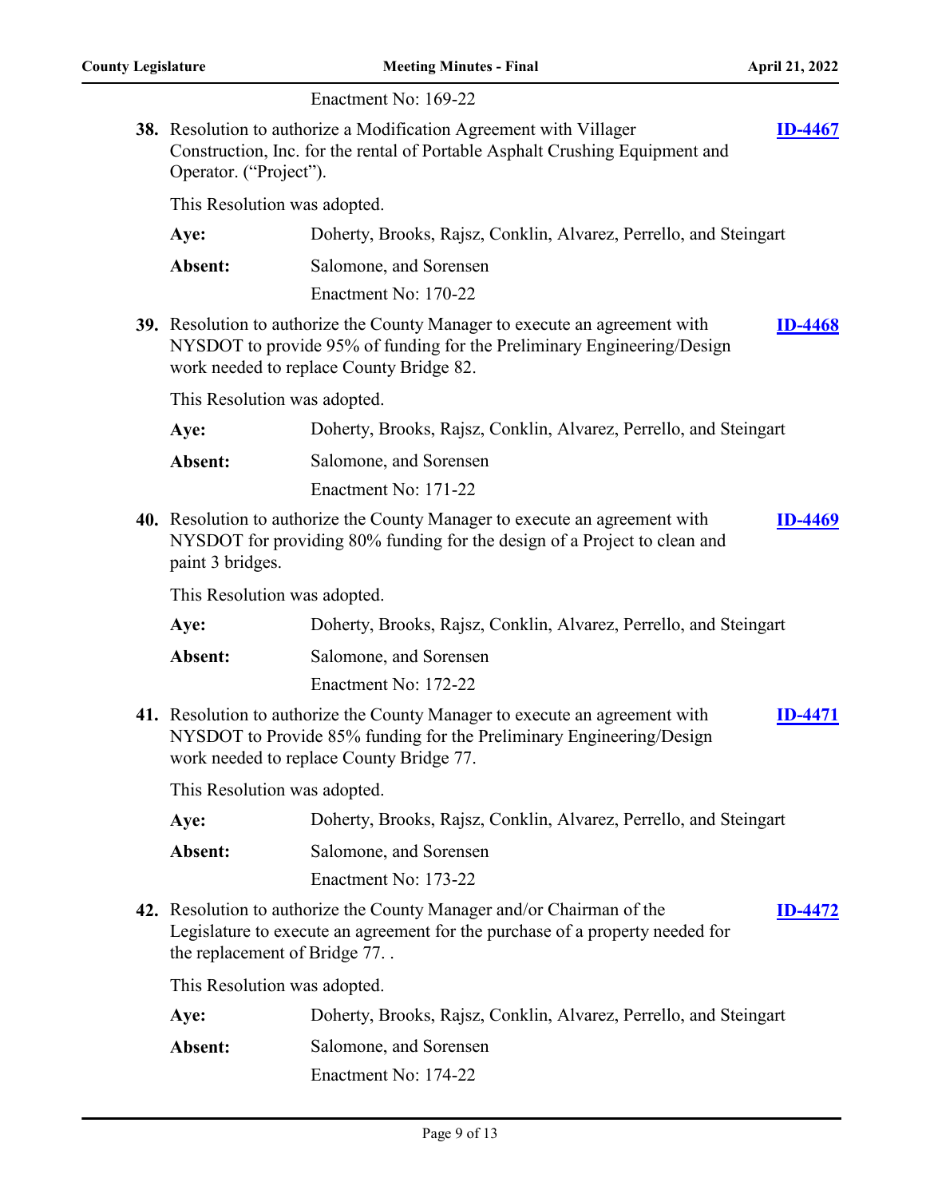Enactment No: 169-22

**38.** Resolution to authorize a Modification Agreement with Villager Construction, Inc. for the rental of Portable Asphalt Crushing Equipment and Operator. ("Project"). **ID-4467**

This Resolution was adopted.

**Aye:** Doherty, Brooks, Rajsz, Conklin, Alvarez, Perrello, and Steingart

**Absent:** Salomone, and Sorensen

Enactment No: 170-22

**39.** Resolution to authorize the County Manager to execute an agreement with NYSDOT to provide 95% of funding for the Preliminary Engineering/Design work needed to replace County Bridge 82. **ID-4468**

This Resolution was adopted.

**Aye:** Doherty, Brooks, Rajsz, Conklin, Alvarez, Perrello, and Steingart

**Absent:** Salomone, and Sorensen

Enactment No: 171-22

**40.** Resolution to authorize the County Manager to execute an agreement with NYSDOT for providing 80% funding for the design of a Project to clean and paint 3 bridges. **ID-4469**

This Resolution was adopted.

**Aye:** Doherty, Brooks, Rajsz, Conklin, Alvarez, Perrello, and Steingart

**Absent:** Salomone, and Sorensen

Enactment No: 172-22

**41.** Resolution to authorize the County Manager to execute an agreement with NYSDOT to Provide 85% funding for the Preliminary Engineering/Design work needed to replace County Bridge 77. **ID-4471**

This Resolution was adopted.

**Aye:** Doherty, Brooks, Rajsz, Conklin, Alvarez, Perrello, and Steingart

**Absent:** Salomone, and Sorensen

Enactment No: 173-22

**42.** Resolution to authorize the County Manager and/or Chairman of the Legislature to execute an agreement for the purchase of a property needed for the replacement of Bridge 77. . **ID-4472**

This Resolution was adopted.

**Aye:** Doherty, Brooks, Rajsz, Conklin, Alvarez, Perrello, and Steingart

**Absent:** Salomone, and Sorensen

Enactment No: 174-22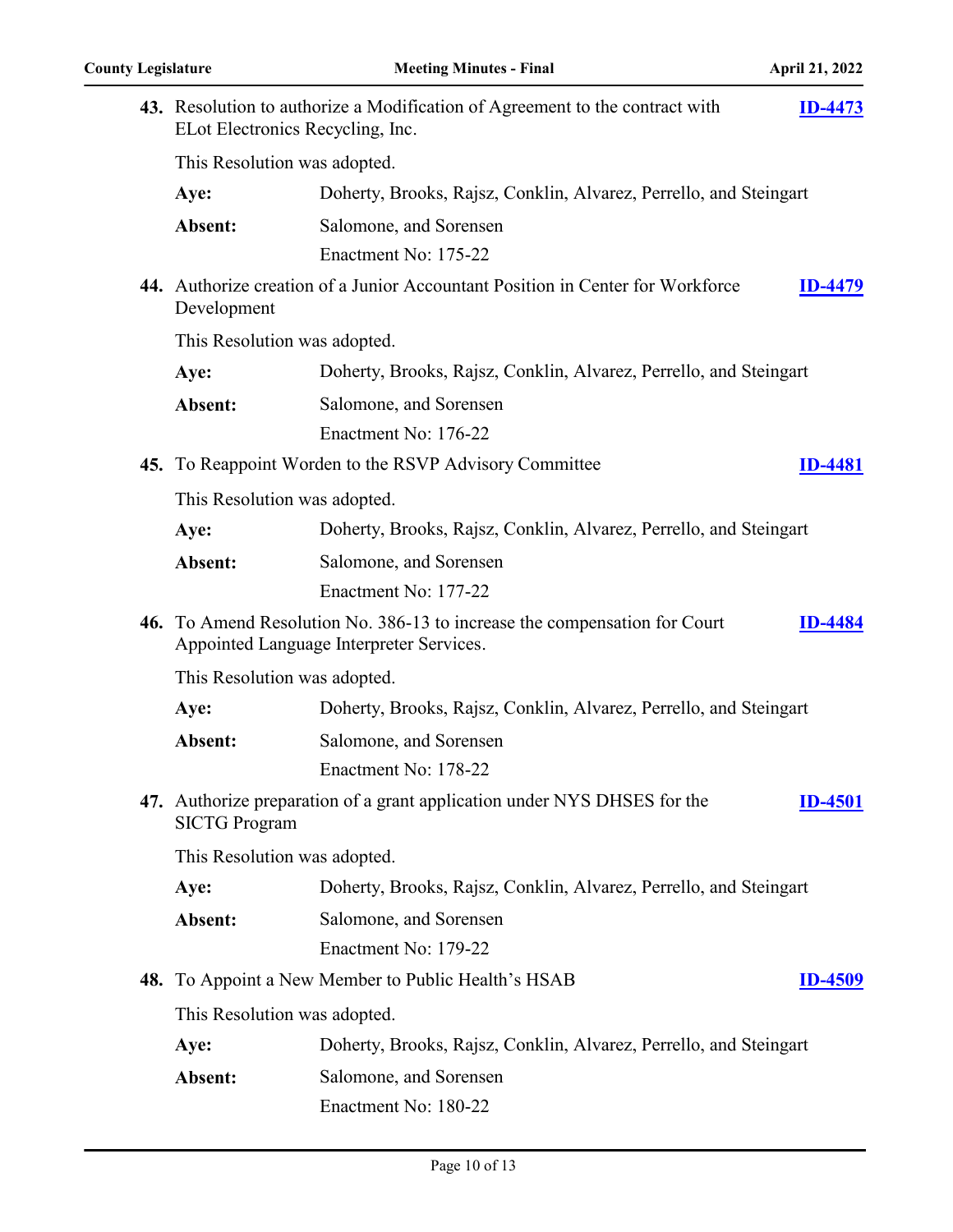**43.** Resolution to authorize a Modification of Agreement to the contract with ELot Electronics Recycling, Inc. **ID-4473**

This Resolution was adopted.

**Aye:** Doherty, Brooks, Rajsz, Conklin, Alvarez, Perrello, and Steingart

**Absent:** Salomone, and Sorensen

Enactment No: 175-22

**44.** Authorize creation of a Junior Accountant Position in Center for Workforce Development **ID-4479**

This Resolution was adopted.

**Aye:** Doherty, Brooks, Rajsz, Conklin, Alvarez, Perrello, and Steingart

**Absent:** Salomone, and Sorensen

Enactment No: 176-22

**45.** To Reappoint Worden to the RSVP Advisory Committee **ID-4481**

This Resolution was adopted.

**Aye:** Doherty, Brooks, Rajsz, Conklin, Alvarez, Perrello, and Steingart

**Absent:** Salomone, and Sorensen

Enactment No: 177-22

**46.** To Amend Resolution No. 386-13 to increase the compensation for Court Appointed Language Interpreter Services. **ID-4484**

This Resolution was adopted.

**Aye:** Doherty, Brooks, Rajsz, Conklin, Alvarez, Perrello, and Steingart

**Absent:** Salomone, and Sorensen

Enactment No: 178-22

**47.** Authorize preparation of a grant application under NYS DHSES for the SICTG Program **ID-4501**

This Resolution was adopted.

**Aye:** Doherty, Brooks, Rajsz, Conklin, Alvarez, Perrello, and Steingart

**Absent:** Salomone, and Sorensen

Enactment No: 179-22

**48.** To Appoint a New Member to Public Health's HSAB **ID-4509**

This Resolution was adopted.

**Aye:** Doherty, Brooks, Rajsz, Conklin, Alvarez, Perrello, and Steingart

**Absent:** Salomone, and Sorensen

Enactment No: 180-22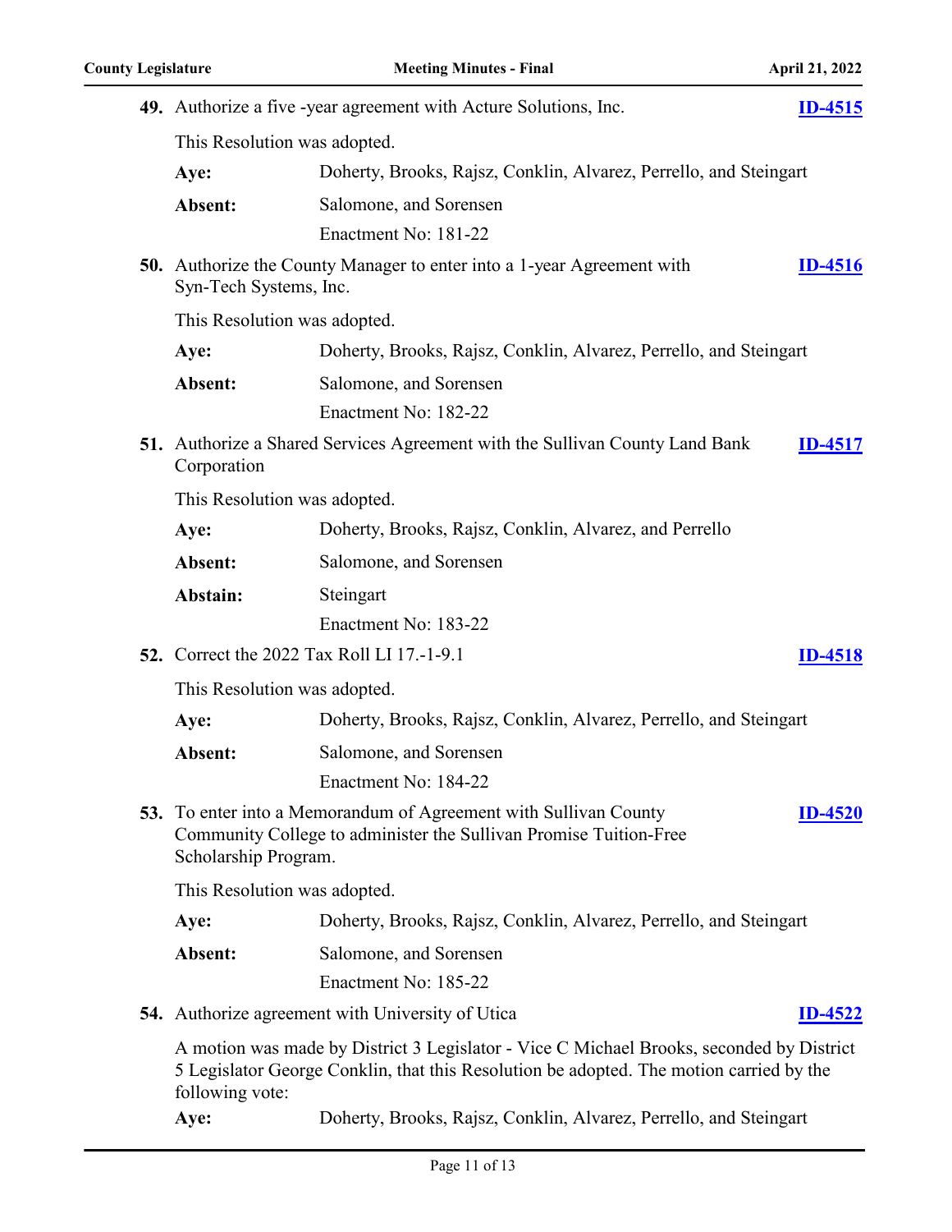**49.** Authorize a five -year agreement with Acture Solutions, Inc. **ID-4515**

This Resolution was adopted.

**Aye:** Doherty, Brooks, Rajsz, Conklin, Alvarez, Perrello, and Steingart

**Absent:** Salomone, and Sorensen

Enactment No: 181-22

**50.** Authorize the County Manager to enter into a 1-year Agreement with Syn-Tech Systems, Inc. **ID-4516**

This Resolution was adopted.

**Aye:** Doherty, Brooks, Rajsz, Conklin, Alvarez, Perrello, and Steingart

**Absent:** Salomone, and Sorensen

Enactment No: 182-22

**51.** Authorize a Shared Services Agreement with the Sullivan County Land Bank Corporation **ID-4517**

This Resolution was adopted.

**Aye:** Doherty, Brooks, Rajsz, Conklin, Alvarez, and Perrello

**Absent:** Salomone, and Sorensen

**Abstain:** Steingart

Enactment No: 183-22

**52.** Correct the 2022 Tax Roll LI 17.-1-9.1 **ID-4518**

This Resolution was adopted.

**Aye:** Doherty, Brooks, Rajsz, Conklin, Alvarez, Perrello, and Steingart

**Absent:** Salomone, and Sorensen

Enactment No: 184-22

**53.** To enter into a Memorandum of Agreement with Sullivan County Community College to administer the Sullivan Promise Tuition-Free Scholarship Program. **ID-4520**

This Resolution was adopted.

**Aye:** Doherty, Brooks, Rajsz, Conklin, Alvarez, Perrello, and Steingart

**Absent:** Salomone, and Sorensen

Enactment No: 185-22

**54.** Authorize agreement with University of Utica **ID-4522**

A motion was made by District 3 Legislator - Vice C Michael Brooks, seconded by District 5 Legislator George Conklin, that this Resolution be adopted. The motion carried by the following vote:

**Aye:** Doherty, Brooks, Rajsz, Conklin, Alvarez, Perrello, and Steingart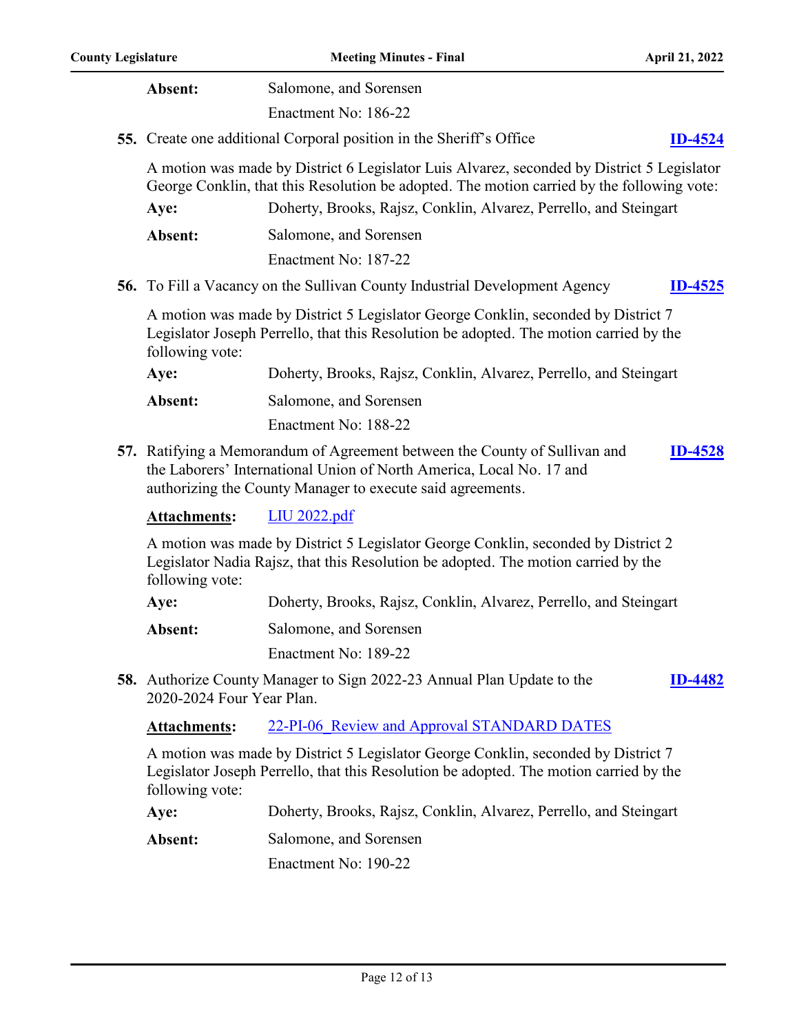**Absent:** Salomone, and Sorensen

Enactment No: 186-22

**55.** Create one additional Corporal position in the Sheriff's Office **ID-4524**

A motion was made by District 6 Legislator Luis Alvarez, seconded by District 5 Legislator George Conklin, that this Resolution be adopted. The motion carried by the following vote:

**Aye:** Doherty, Brooks, Rajsz, Conklin, Alvarez, Perrello, and Steingart

**Absent:** Salomone, and Sorensen

Enactment No: 187-22

**56.** To Fill a Vacancy on the Sullivan County Industrial Development Agency **ID-4525**

A motion was made by District 5 Legislator George Conklin, seconded by District 7 Legislator Joseph Perrello, that this Resolution be adopted. The motion carried by the following vote:

**Aye:** Doherty, Brooks, Rajsz, Conklin, Alvarez, Perrello, and Steingart

**Absent:** Salomone, and Sorensen

Enactment No: 188-22

**57.** Ratifying a Memorandum of Agreement between the County of Sullivan and the Laborers' International Union of North America, Local No. 17 and authorizing the County Manager to execute said agreements. **ID-4528**

**Attachments:** LIU 2022.pdf

A motion was made by District 5 Legislator George Conklin, seconded by District 2 Legislator Nadia Rajsz, that this Resolution be adopted. The motion carried by the following vote:

**Aye:** Doherty, Brooks, Rajsz, Conklin, Alvarez, Perrello, and Steingart

**Absent:** Salomone, and Sorensen

Enactment No: 189-22

**58.** Authorize County Manager to Sign 2022-23 Annual Plan Update to the 2020-2024 Four Year Plan. **ID-4482**

**Attachments:** 22-PI-06_Review and Approval STANDARD DATES

A motion was made by District 5 Legislator George Conklin, seconded by District 7 Legislator Joseph Perrello, that this Resolution be adopted. The motion carried by the following vote:

**Aye:** Doherty, Brooks, Rajsz, Conklin, Alvarez, Perrello, and Steingart

**Absent:** Salomone, and Sorensen

Enactment No: 190-22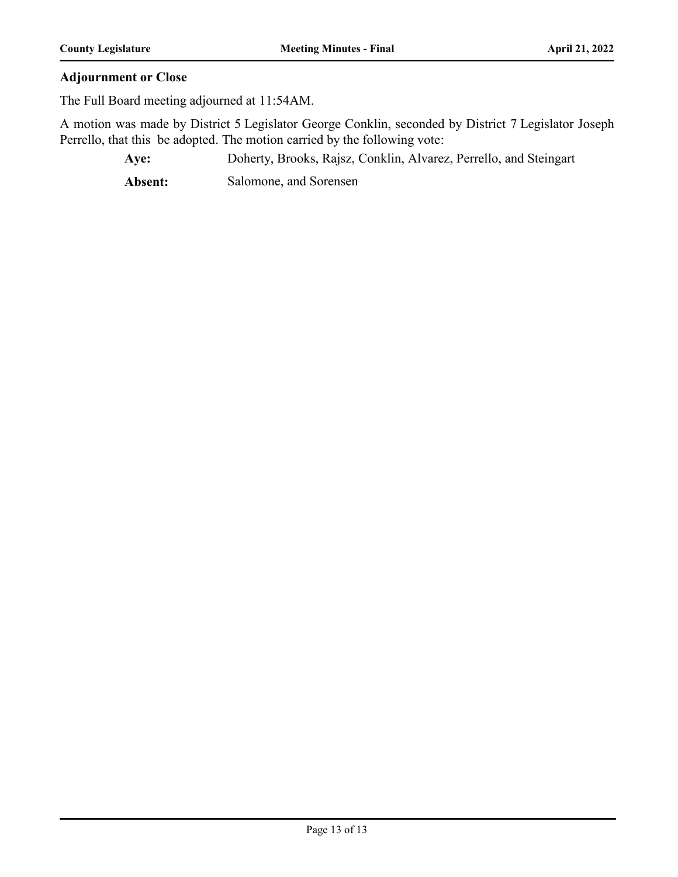**Adjournment or Close**

The Full Board meeting adjourned at 11:54AM.

A motion was made by District 5 Legislator George Conklin, seconded by District 7 Legislator Joseph Perrello, that this be adopted. The motion carried by the following vote:

**Aye:** Doherty, Brooks, Rajsz, Conklin, Alvarez, Perrello, and Steingart

**Absent:** Salomone, and Sorensen